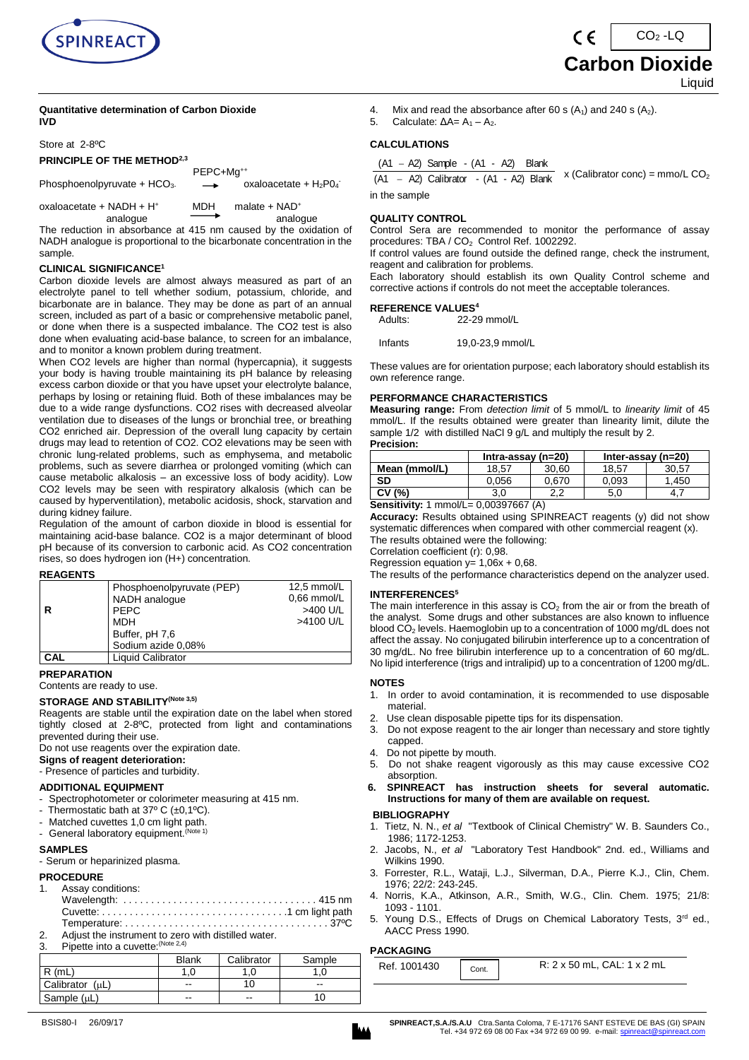SPINREACT

CE | $CO_2$ -LQ

# Carbon Dioxide

Liquid

**Quantitative determination of Carbon Dioxide**
**IVD**

Store at 2-8ºC

## PRINCIPLE OF THE METHOD[2,3]

$$\text{Phosphoenolpyruvate} + HCO_3^- \xrightarrow{PEPC+Mg^{++}} \text{oxaloacetate} + H_2PO_4^-$$

$$\text{oxaloacetate} + \text{NADH analogue} + H^+ \xrightarrow{MDH} \text{malate} + NAD^+ \text{ analogue}$$

The reduction in absorbance at 415 nm caused by the oxidation of NADH analogue is proportional to the bicarbonate concentration in the sample.

## CLINICAL SIGNIFICANCE[1]

Carbon dioxide levels are almost always measured as part of an electrolyte panel to tell whether sodium, potassium, chloride, and bicarbonate are in balance. They may be done as part of an annual screen, included as part of a basic or comprehensive metabolic panel, or done when there is a suspected imbalance. The CO2 test is also done when evaluating acid-base balance, to screen for an imbalance, and to monitor a known problem during treatment.

When CO2 levels are higher than normal (hypercapnia), it suggests your body is having trouble maintaining its pH balance by releasing excess carbon dioxide or that you have upset your electrolyte balance, perhaps by losing or retaining fluid. Both of these imbalances may be due to a wide range dysfunctions. CO2 rises with decreased alveolar ventilation due to diseases of the lungs or bronchial tree, or breathing CO2 enriched air. Depression of the overall lung capacity by certain drugs may lead to retention of CO2. CO2 elevations may be seen with chronic lung-related problems, such as emphysema, and metabolic problems, such as severe diarrhea or prolonged vomiting (which can cause metabolic alkalosis – an excessive loss of body acidity). Low CO2 levels may be seen with respiratory alkalosis (which can be caused by hyperventilation), metabolic acidosis, shock, starvation and during kidney failure.

Regulation of the amount of carbon dioxide in blood is essential for maintaining acid-base balance. CO2 is a major determinant of blood pH because of its conversion to carbonic acid. As CO2 concentration rises, so does hydrogen ion (H+) concentration.

## REAGENTS

| | | |
|---|---|---|
| R | Phosphoenolpyruvate (PEP) | 12,5 mmol/L |
| | NADH analogue | 0,66 mmol/L |
| | PEPC | >400 U/L |
| | MDH | >4100 U/L |
| | Buffer, pH 7,6 | |
| | Sodium azide 0,08% | |
| CAL | Liquid Calibrator | |

## PREPARATION

Contents are ready to use.

## STORAGE AND STABILITY(Note 3,5)

Reagents are stable until the expiration date on the label when stored tightly closed at 2-8ºC, protected from light and contaminations prevented during their use.

Do not use reagents over the expiration date.

**Signs of reagent deterioration:**

- Presence of particles and turbidity.

## ADDITIONAL EQUIPMENT

- Spectrophotometer or colorimeter measuring at 415 nm.
- Thermostatic bath at 37º C (±0,1ºC).
- Matched cuvettes 1,0 cm light path.
- General laboratory equipment.(Note 1)

## SAMPLES

- Serum or heparinized plasma.

## PROCEDURE

1. Assay conditions:
   Wavelength: .................................. 415 nm
   Cuvette: .................................. 1 cm light path
   Temperature: .................................. 37ºC
2. Adjust the instrument to zero with distilled water.
3. Pipette into a cuvette:(Note 2,4)

| | Blank | Calibrator | Sample |
|---|---|---|---|
| R (mL) | 1,0 | 1,0 | 1,0 |
| Calibrator (μL) | -- | 10 | -- |
| Sample (μL) | -- | -- | 10 |

4. Mix and read the absorbance after 60 s ($A_1$) and 240 s ($A_2$).
5. Calculate: $\Delta A = A_1 - A_2$.

## CALCULATIONS

$$\frac{(A1 - A2)\ \text{Sample} - (A1 - A2)\ \text{Blank}}{(A1 - A2)\ \text{Calibrator} - (A1 - A2)\ \text{Blank}} \times (\text{Calibrator conc}) = \text{mmo/L } CO_2$$

in the sample

## QUALITY CONTROL

Control Sera are recommended to monitor the performance of assay procedures: TBA / $CO_2$ Control Ref. 1002292.

If control values are found outside the defined range, check the instrument, reagent and calibration for problems.

Each laboratory should establish its own Quality Control scheme and corrective actions if controls do not meet the acceptable tolerances.

## REFERENCE VALUES[4]

| | |
|---|---|
| Adults: | 22-29 mmol/L |
| Infants | 19,0-23,9 mmol/L |

These values are for orientation purpose; each laboratory should establish its own reference range.

## PERFORMANCE CHARACTERISTICS

**Measuring range:** From *detection limit* of 5 mmol/L to *linearity limit* of 45 mmol/L. If the results obtained were greater than linearity limit, dilute the sample 1/2 with distilled NaCl 9 g/L and multiply the result by 2.

**Precision:**

| | Intra-assay (n=20) | | Inter-assay (n=20) | |
|---|---|---|---|---|
| Mean (mmol/L) | 18,57 | 30,60 | 18,57 | 30,57 |
| SD | 0,056 | 0,670 | 0,093 | 1,450 |
| CV (%) | 3,0 | 2,2 | 5,0 | 4,7 |

**Sensitivity:** 1 mmol/L= 0,00397667 (A)

**Accuracy:** Results obtained using SPINREACT reagents (y) did not show systematic differences when compared with other commercial reagent (x).

The results obtained were the following:

Correlation coefficient (r): 0,98.

Regression equation y= 1,06x + 0,68.

The results of the performance characteristics depend on the analyzer used.

## INTERFERENCES[5]

The main interference in this assay is $CO_2$ from the air or from the breath of the analyst. Some drugs and other substances are also known to influence blood $CO_2$ levels. Haemoglobin up to a concentration of 1000 mg/dL does not affect the assay. No conjugated bilirubin interference up to a concentration of 30 mg/dL. No free bilirubin interference up to a concentration of 60 mg/dL. No lipid interference (trigs and intralipid) up to a concentration of 1200 mg/dL.

## NOTES

1. In order to avoid contamination, it is recommended to use disposable material.
2. Use clean disposable pipette tips for its dispensation.
3. Do not expose reagent to the air longer than necessary and store tightly capped.
4. Do not pipette by mouth.
5. Do not shake reagent vigorously as this may cause excessive CO2 absorption.
6. **SPINREACT has instruction sheets for several automatic. Instructions for many of them are available on request.**

## BIBLIOGRAPHY

1. Tietz, N. N., *et al* "Textbook of Clinical Chemistry" W. B. Saunders Co., 1986; 1172-1253.
2. Jacobs, N., *et al* "Laboratory Test Handbook" 2nd. ed., Williams and Wilkins 1990.
3. Forrester, R.L., Wataji, L.J., Silverman, D.A., Pierre K.J., Clin, Chem. 1976; 22/2: 243-245.
4. Norris, K.A., Atkinson, A.R., Smith, W.G., Clin. Chem. 1975; 21/8: 1093 - 1101.
5. Young D.S., Effects of Drugs on Chemical Laboratory Tests, 3rd ed., AACC Press 1990.

## PACKAGING

| | | |
|---|---|---|
| Ref. 1001430 | Cont. | R: 2 x 50 mL, CAL: 1 x 2 mL |

BSIS80-I 26/09/17

SPINREACT,S.A./S.A.U Ctra.Santa Coloma, 7 E-17176 SANT ESTEVE DE BAS (GI) SPAIN
Tel. +34 972 69 08 00 Fax +34 972 69 00 99. e-mail: spinreact@spinreact.com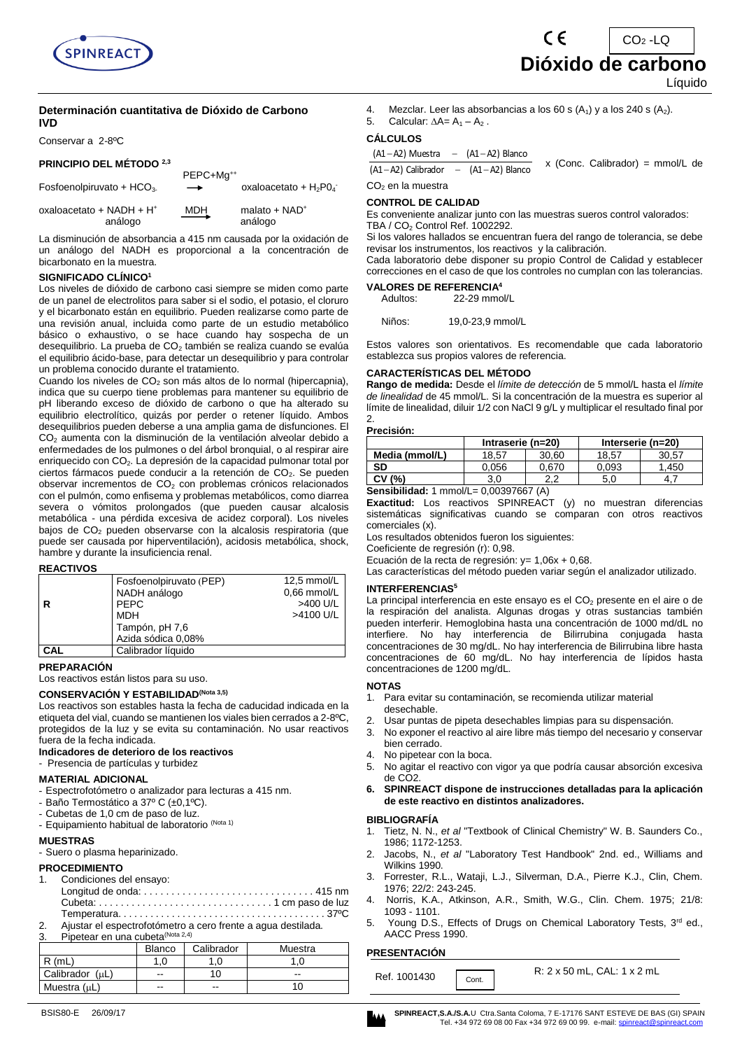# Dióxido de carbono

CO2 -LQ

Líquido

## Determinación cuantitativa de Dióxido de Carbono

**IVD**

Conservar a 2-8ºC

### PRINCIPIO DEL MÉTODO [2,3]

$$\text{Fosfoenolpiruvato} + HCO_3^- \xrightarrow{PEPC+Mg^{++}} \text{oxaloacetato} + H_2PO_4^-$$

$$\text{oxaloacetato} + \text{NADH análogo} + H^+ \xrightarrow{MDH} \text{malato} + NAD^+ \text{ análogo}$$

La disminución de absorbancia a 415 nm causada por la oxidación de un análogo del NADH es proporcional a la concentración de bicarbonato en la muestra.

### SIGNIFICADO CLÍNICO[1]

Los niveles de dióxido de carbono casi siempre se miden como parte de un panel de electrolitos para saber si el sodio, el potasio, el cloruro y el bicarbonato están en equilibrio. Pueden realizarse como parte de una revisión anual, incluida como parte de un estudio metabólico básico o exhaustivo, o se hace cuando hay sospecha de un desequilibrio. La prueba de $CO_2$ también se realiza cuando se evalúa el equilibrio ácido-base, para detectar un desequilibrio y para controlar un problema conocido durante el tratamiento.

Cuando los niveles de $CO_2$ son más altos de lo normal (hipercapnia), indica que su cuerpo tiene problemas para mantener su equilibrio de pH liberando exceso de dióxido de carbono o que ha alterado su equilibrio electrolítico, quizás por perder o retener líquido. Ambos desequilibrios pueden deberse a una amplia gama de disfunciones. El $CO_2$ aumenta con la disminución de la ventilación alveolar debido a enfermedades de los pulmones o del árbol bronquial, o al respirar aire enriquecido con $CO_2$. La depresión de la capacidad pulmonar total por ciertos fármacos puede conducir a la retención de $CO_2$. Se pueden observar incrementos de $CO_2$ con problemas crónicos relacionados con el pulmón, como enfisema y problemas metabólicos, como diarrea severa o vómitos prolongados (que pueden causar alcalosis metabólica - una pérdida excesiva de acidez corporal). Los niveles bajos de $CO_2$ pueden observarse con la alcalosis respiratoria (que puede ser causada por hiperventilación), acidosis metabólica, shock, hambre y durante la insuficiencia renal.

### REACTIVOS

| | | |
|---|---|---|
| R | Fosfoenolpiruvato (PEP) | 12,5 mmol/L |
| | NADH análogo | 0,66 mmol/L |
| | PEPC | >400 U/L |
| | MDH | >4100 U/L |
| | Tampón, pH 7,6 | |
| | Azida sódica 0,08% | |
| CAL | Calibrador líquido | |

### PREPARACIÓN

Los reactivos están listos para su uso.

### CONSERVACIÓN Y ESTABILIDAD(Nota 3,5)

Los reactivos son estables hasta la fecha de caducidad indicada en la etiqueta del vial, cuando se mantienen los viales bien cerrados a 2-8ºC, protegidos de la luz y se evita su contaminación. No usar reactivos fuera de la fecha indicada.

**Indicadores de deterioro de los reactivos**

- Presencia de partículas y turbidez

### MATERIAL ADICIONAL

- Espectrofotómetro o analizador para lecturas a 415 nm.
- Baño Termostático a 37º C (±0,1ºC).
- Cubetas de 1,0 cm de paso de luz.
- Equipamiento habitual de laboratorio (Nota 1)

### MUESTRAS

- Suero o plasma heparinizado.

### PROCEDIMIENTO

1. Condiciones del ensayo:
   Longitud de onda: .............................. 415 nm
   Cubeta: .............................. 1 cm paso de luz
   Temperatura.............................. 37ºC
2. Ajustar el espectrofotómetro a cero frente a agua destilada.
3. Pipetear en una cubeta(Nota 2,4)

| | Blanco | Calibrador | Muestra |
|---|---|---|---|
| R (mL) | 1,0 | 1,0 | 1,0 |
| Calibrador (µL) | -- | 10 | -- |
| Muestra (µL) | -- | -- | 10 |

4. Mezclar. Leer las absorbancias a los 60 s ($A_1$) y a los 240 s ($A_2$).
5. Calcular: $\Delta A = A_1 - A_2$.

### CÁLCULOS

$$\frac{(A1-A2)\ \text{Muestra} - (A1-A2)\ \text{Blanco}}{(A1-A2)\ \text{Calibrador} - (A1-A2)\ \text{Blanco}} \times (\text{Conc. Calibrador}) = \text{mmol/L de } CO_2 \text{ en la muestra}$$

### CONTROL DE CALIDAD

Es conveniente analizar junto con las muestras sueros control valorados: TBA / $CO_2$ Control Ref. 1002292.

Si los valores hallados se encuentran fuera del rango de tolerancia, se debe revisar los instrumentos, los reactivos y la calibración.

Cada laboratorio debe disponer su propio Control de Calidad y establecer correcciones en el caso de que los controles no cumplan con las tolerancias.

### VALORES DE REFERENCIA[4]

Adultos: 22-29 mmol/L

Niños: 19,0-23,9 mmol/L

Estos valores son orientativos. Es recomendable que cada laboratorio establezca sus propios valores de referencia.

### CARACTERÍSTICAS DEL MÉTODO

**Rango de medida:** Desde el *límite de detección* de 5 mmol/L hasta el *límite de linealidad* de 45 mmol/L. Si la concentración de la muestra es superior al límite de linealidad, diluir 1/2 con NaCl 9 g/L y multiplicar el resultado final por 2.

**Precisión:**

| | Intraserie (n=20) | | Interserie (n=20) | |
|---|---|---|---|---|
| Media (mmol/L) | 18,57 | 30,60 | 18,57 | 30,57 |
| SD | 0,056 | 0,670 | 0,093 | 1,450 |
| CV (%) | 3,0 | 2,2 | 5,0 | 4,7 |

**Sensibilidad:** 1 mmol/L= 0,00397667 (A)

**Exactitud:** Los reactivos SPINREACT (y) no muestran diferencias sistemáticas significativas cuando se comparan con otros reactivos comerciales (x).

Los resultados obtenidos fueron los siguientes:

Coeficiente de regresión (r): 0,98.

Ecuación de la recta de regresión: y= 1,06x + 0,68.

Las características del método pueden variar según el analizador utilizado.

### INTERFERENCIAS[5]

La principal interferencia en este ensayo es el $CO_2$ presente en el aire o de la respiración del analista. Algunas drogas y otras sustancias también pueden interferir. Hemoglobina hasta una concentración de 1000 md/dL no interfiere. No hay interferencia de Bilirrubina conjugada hasta concentraciones de 30 mg/dL. No hay interferencia de Bilirrubina libre hasta concentraciones de 60 mg/dL. No hay interferencia de lípidos hasta concentraciones de 1200 mg/dL.

### NOTAS

1. Para evitar su contaminación, se recomienda utilizar material desechable.
2. Usar puntas de pipeta desechables limpias para su dispensación.
3. No exponer el reactivo al aire libre más tiempo del necesario y conservar bien cerrado.
4. No pipetear con la boca.
5. No agitar el reactivo con vigor ya que podría causar absorción excesiva de CO2.
6. **SPINREACT dispone de instrucciones detalladas para la aplicación de este reactivo en distintos analizadores.**

### BIBLIOGRAFÍA

1. Tietz, N. N., *et al* "Textbook of Clinical Chemistry" W. B. Saunders Co., 1986; 1172-1253.
2. Jacobs, N., *et al* "Laboratory Test Handbook" 2nd. ed., Williams and Wilkins 1990.
3. Forrester, R.L., Wataji, L.J., Silverman, D.A., Pierre K.J., Clin, Chem. 1976; 22/2: 243-245.
4. Norris, K.A., Atkinson, A.R., Smith, W.G., Clin. Chem. 1975; 21/8: 1093 - 1101.
5. Young D.S., Effects of Drugs on Chemical Laboratory Tests, 3rd ed., AACC Press 1990.

### PRESENTACIÓN

| | | |
|---|---|---|
| Ref. 1001430 | Cont. | R: 2 x 50 mL, CAL: 1 x 2 mL |

BSIS80-E 26/09/17

**SPINREACT,S.A./S.A.U** Ctra.Santa Coloma, 7 E-17176 SANT ESTEVE DE BAS (GI) SPAIN
Tel. +34 972 69 08 00 Fax +34 972 69 00 99. e-mail: spinreact@spinreact.com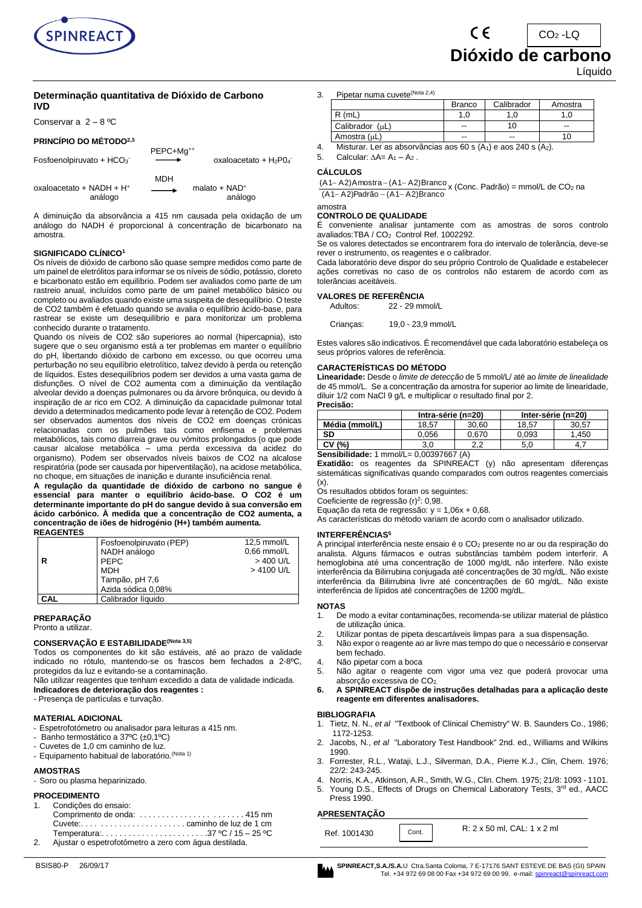CE

$CO_2$ -LQ

# Dióxido de carbono

Líquido

## Determinação quantitativa de Dióxido de Carbono

**IVD**

Conservar a 2 – 8 ºC

### PRINCÍPIO DO MÉTODO[2,3]

$$\text{Fosfoenolpiruvato} + HCO_3^- \xrightarrow{PEPC+Mg^{++}} \text{oxaloacetato} + H_2PO_4^-$$

$$\text{oxaloacetato} + NADH + H^+ \text{ (análogo)} \xrightarrow{MDH} \text{malato} + NAD^+ \text{ (análogo)}$$

A diminuição da absorvância a 415 nm causada pela oxidação de um análogo do NADH é proporcional à concentração de bicarbonato na amostra.

### SIGNIFICADO CLÍNICO[1]

Os níveis de dióxido de carbono são quase sempre medidos como parte de um painel de eletrólitos para informar se os níveis de sódio, potássio, cloreto e bicarbonato estão em equilíbrio. Podem ser avaliados como parte de um rastreio anual, incluídos como parte de um painel metabólico básico ou completo ou avaliados quando existe uma suspeita de desequilíbrio. O teste de CO2 também é efetuado quando se avalia o equilíbrio ácido-base, para rastrear se existe um desequilíbrio e para monitorizar um problema conhecido durante o tratamento.

Quando os níveis de CO2 são superiores ao normal (hipercapnia), isto sugere que o seu organismo está a ter problemas em manter o equilíbrio do pH, libertando dióxido de carbono em excesso, ou que ocorreu uma perturbação no seu equilíbrio eletrolítico, talvez devido à perda ou retenção de líquidos. Estes desequilíbrios podem ser devidos a uma vasta gama de disfunções. O nível de CO2 aumenta com a diminuição da ventilação alveolar devido a doenças pulmonares ou da árvore brônquica, ou devido à inspiração de ar rico em CO2. A diminuição da capacidade pulmonar total devido a determinados medicamento pode levar à retenção de CO2. Podem ser observados aumentos dos níveis de CO2 em doenças crónicas relacionadas com os pulmões tais como enfisema e problemas metabólicos, tais como diarreia grave ou vómitos prolongados (o que pode causar alcalose metabólica – uma perda excessiva da acidez do organismo). Podem ser observados níveis baixos de CO2 na alcalose respiratória (pode ser causada por hiperventilação), na acidose metabólica, no choque, em situações de inanição e durante insuficiência renal.

**A regulação da quantidade de dióxido de carbono no sangue é essencial para manter o equilíbrio ácido-base. O CO2 é um determinante importante do pH do sangue devido à sua conversão em ácido carbónico. À medida que a concentração de CO2 aumenta, a concentração de iões de hidrogénio (H+) também aumenta.**

### REAGENTES

| | | |
|---|---|---|
| R | Fosfoenolpiruvato (PEP)<br>NADH análogo<br>PEPC<br>MDH<br>Tampão, pH 7,6<br>Azida sódica 0,08% | 12,5 mmol/L<br>0,66 mmol/L<br>> 400 U/L<br>> 4100 U/L |
| CAL | Calibrador líquido | |

### PREPARAÇÃO

Pronto a utilizar.

### CONSERVAÇÃO E ESTABILIDADE(Nota 3,5)

Todos os componentes do kit são estáveis, até ao prazo de validade indicado no rótulo, mantendo-se os frascos bem fechados a 2-8ºC, protegidos da luz e evitando-se a contaminação.

Não utilizar reagentes que tenham excedido a data de validade indicada.

**Indicadores de deterioração dos reagentes :**

- Presença de partículas e turvação.

### MATERIAL ADICIONAL

- Espetrofotómetro ou analisador para leituras a 415 nm.
- Banho termostático a 37ºC (±0,1ºC)
- Cuvetes de 1,0 cm caminho de luz.
- Equipamento habitual de laboratório.(Nota 1)

### AMOSTRAS

- Soro ou plasma heparinizado.

### PROCEDIMENTO

1. Condições do ensaio:
   Comprimento de onda: . . . . . . . . . . . . . . . . . . . . . . . 415 nm
   Cuvete:. . . . . . . . . . . . . . . . . . . . . . . . caminho de luz de 1 cm
   Temperatura:. . . . . . . . . . . . . . . . . . . . . . .37 ºC / 15 – 25 ºC
2. Ajustar o espetrofotómetro a zero com água destilada.
3. Pipetar numa cuvete(Nota 2,4)

| | Branco | Calibrador | Amostra |
|---|---|---|---|
| R (mL) | 1,0 | 1,0 | 1,0 |
| Calibrador (µL) | -- | 10 | -- |
| Amostra (µL) | -- | -- | 10 |

4. Misturar. Ler as absorvâncias aos 60 s ($A_1$) e aos 240 s ($A_2$).
5. Calcular: $\Delta A = A_1 - A_2$ .

### CÁLCULOS

$$\frac{(A1-A2)\text{Amostra} - (A1-A2)\text{Branco}}{(A1-A2)\text{Padrão} - (A1-A2)\text{Branco}} \times (\text{Conc. Padrão}) = \text{mmol/L de } CO_2 \text{ na amostra}$$

### CONTROLO DE QUALIDADE

É conveniente analisar juntamente com as amostras de soros controlo avaliados:TBA / $CO_2$ Control Ref. 1002292.

Se os valores detectados se encontrarem fora do intervalo de tolerância, deve-se rever o instrumento, os reagentes e o calibrador.

Cada laboratório deve dispor do seu próprio Controlo de Qualidade e estabelecer ações corretivas no caso de os controlos não estarem de acordo com as tolerâncias aceitáveis.

### VALORES DE REFERÊNCIA

Adultos: 22 - 29 mmol/L

Crianças: 19,0 - 23,9 mmol/L

Estes valores são indicativos. É recomendável que cada laboratório estabeleça os seus próprios valores de referência.

### CARACTERÍSTICAS DO MÉTODO

**Linearidade:** Desde o *limite de detecção* de 5 mmol/L/ até ao *limite de linealidade* de 45 mmol/L. Se a concentração da amostra for superior ao limite de linearidade, diluir 1/2 com NaCl 9 g/L e multiplicar o resultado final por 2.

**Precisão:**

| | Intra-série (n=20) | | Inter-série (n=20) | |
|---|---|---|---|---|
| **Média (mmol/L)** | 18,57 | 30,60 | 18,57 | 30,57 |
| **SD** | 0,056 | 0,670 | 0,093 | 1,450 |
| **CV (%)** | 3,0 | 2,2 | 5,0 | 4,7 |

**Sensibilidade:** 1 mmol/L= 0,00397667 (A)

**Exatidão:** os reagentes da SPINREACT (y) não apresentam diferenças sistemáticas significativas quando comparados com outros reagentes comerciais (x).

Os resultados obtidos foram os seguintes:

Coeficiente de regressão $(r)^2$: 0,98.

Equação da reta de regressão: y = 1,06x + 0,68.

As características do método variam de acordo com o analisador utilizado.

### INTERFERÊNCIAS[5]

A principal interferência neste ensaio é o $CO_2$ presente no ar ou da respiração do analista. Alguns fármacos e outras substâncias também podem interferir. A hemoglobina até uma concentração de 1000 mg/dL não interfere. Não existe interferência da Bilirrubina conjugada até concentrações de 30 mg/dL. Não existe interferência da Bilirrubina livre até concentrações de 60 mg/dL. Não existe interferência de lípidos até concentrações de 1200 mg/dL.

### NOTAS

1. De modo a evitar contaminações, recomenda-se utilizar material de plástico de utilização única.
2. Utilizar pontas de pipeta descartáveis limpas para a sua dispensação.
3. Não expor o reagente ao ar livre mas tempo do que o necessário e conservar bem fechado.
4. Não pipetar com a boca
5. Não agitar o reagente com vigor uma vez que poderá provocar uma absorção excessiva de $CO_2$.
6. **A SPINREACT dispõe de instruções detalhadas para a aplicação deste reagente em diferentes analisadores.**

### BIBLIOGRAFIA

1. Tietz, N. N., *et al* "Textbook of Clinical Chemistry" W. B. Saunders Co., 1986; 1172-1253.
2. Jacobs, N., *et al* "Laboratory Test Handbook" 2nd. ed., Williams and Wilkins 1990.
3. Forrester, R.L., Wataji, L.J., Silverman, D.A., Pierre K.J., Clin, Chem. 1976; 22/2: 243-245.
4. Norris, K.A., Atkinson, A.R., Smith, W.G., Clin. Chem. 1975; 21/8: 1093 - 1101.
5. Young D.S., Effects of Drugs on Chemical Laboratory Tests, 3rd ed., AACC Press 1990.

### APRESENTAÇÃO

| | | |
|---|---|---|
| Ref. 1001430 | Cont. | R: 2 x 50 ml, CAL: 1 x 2 ml |

BSIS80-P 26/09/17

SPINREACT,S.A./S.A.U Ctra.Santa Coloma, 7 E-17176 SANT ESTEVE DE BAS (GI) SPAIN
Tel. +34 972 69 08 00 Fax +34 972 69 00 99. e-mail: spinreact@spinreact.com